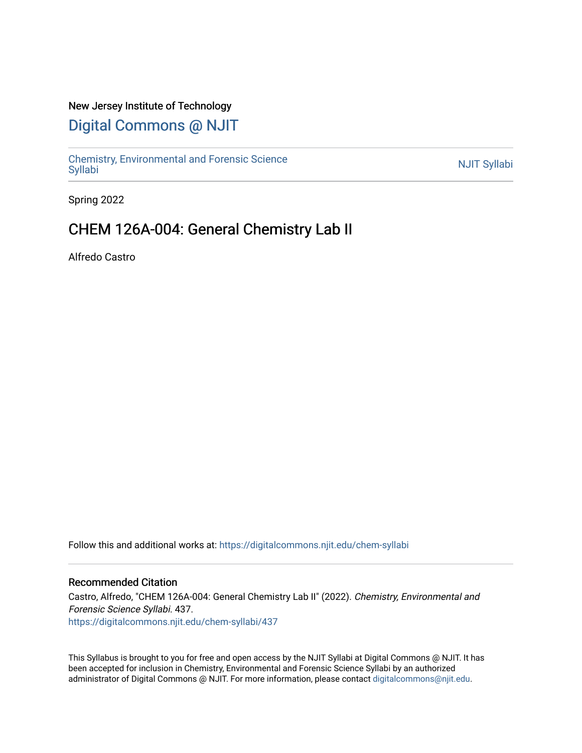New Jersey Institute of Technology

# Digital Commons @ NJIT

Chemistry, Environmental and Forensic Science Syllabi

NJIT Syllabi

Spring 2022

## CHEM 126A-004: General Chemistry Lab II

Alfredo Castro

Follow this and additional works at: https://digitalcommons.njit.edu/chem-syllabi

### Recommended Citation

Castro, Alfredo, "CHEM 126A-004: General Chemistry Lab II" (2022). *Chemistry, Environmental and Forensic Science Syllabi*. 437.
https://digitalcommons.njit.edu/chem-syllabi/437

This Syllabus is brought to you for free and open access by the NJIT Syllabi at Digital Commons @ NJIT. It has been accepted for inclusion in Chemistry, Environmental and Forensic Science Syllabi by an authorized administrator of Digital Commons @ NJIT. For more information, please contact digitalcommons@njit.edu.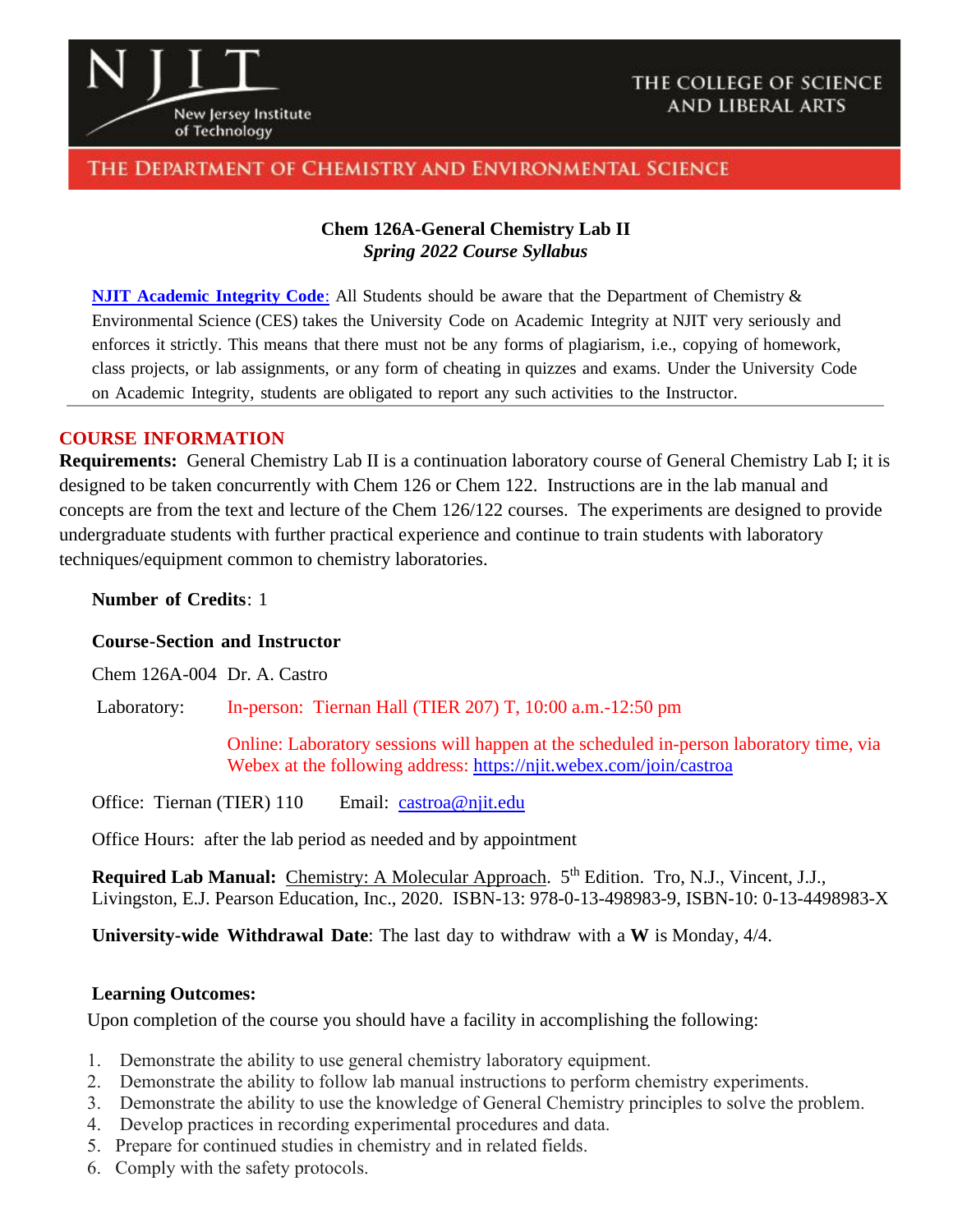**NJIT** New Jersey Institute of Technology

THE COLLEGE OF SCIENCE AND LIBERAL ARTS

THE DEPARTMENT OF CHEMISTRY AND ENVIRONMENTAL SCIENCE

**Chem 126A-General Chemistry Lab II**
***Spring 2022 Course Syllabus***

**NJIT Academic Integrity Code**: All Students should be aware that the Department of Chemistry & Environmental Science (CES) takes the University Code on Academic Integrity at NJIT very seriously and enforces it strictly. This means that there must not be any forms of plagiarism, i.e., copying of homework, class projects, or lab assignments, or any form of cheating in quizzes and exams. Under the University Code on Academic Integrity, students are obligated to report any such activities to the Instructor.

---

## COURSE INFORMATION

**Requirements:** General Chemistry Lab II is a continuation laboratory course of General Chemistry Lab I; it is designed to be taken concurrently with Chem 126 or Chem 122. Instructions are in the lab manual and concepts are from the text and lecture of the Chem 126/122 courses. The experiments are designed to provide undergraduate students with further practical experience and continue to train students with laboratory techniques/equipment common to chemistry laboratories.

**Number of Credits**: 1

**Course-Section and Instructor**

Chem 126A-004 Dr. A. Castro

Laboratory: In-person: Tiernan Hall (TIER 207) T, 10:00 a.m.-12:50 pm

Online: Laboratory sessions will happen at the scheduled in-person laboratory time, via Webex at the following address: https://njit.webex.com/join/castroa

Office: Tiernan (TIER) 110 Email: castroa@njit.edu

Office Hours: after the lab period as needed and by appointment

**Required Lab Manual:** Chemistry: A Molecular Approach. 5th Edition. Tro, N.J., Vincent, J.J., Livingston, E.J. Pearson Education, Inc., 2020. ISBN-13: 978-0-13-498983-9, ISBN-10: 0-13-4498983-X

**University-wide Withdrawal Date**: The last day to withdraw with a **W** is Monday, 4/4.

**Learning Outcomes:**

Upon completion of the course you should have a facility in accomplishing the following:

1. Demonstrate the ability to use general chemistry laboratory equipment.
2. Demonstrate the ability to follow lab manual instructions to perform chemistry experiments.
3. Demonstrate the ability to use the knowledge of General Chemistry principles to solve the problem.
4. Develop practices in recording experimental procedures and data.
5. Prepare for continued studies in chemistry and in related fields.
6. Comply with the safety protocols.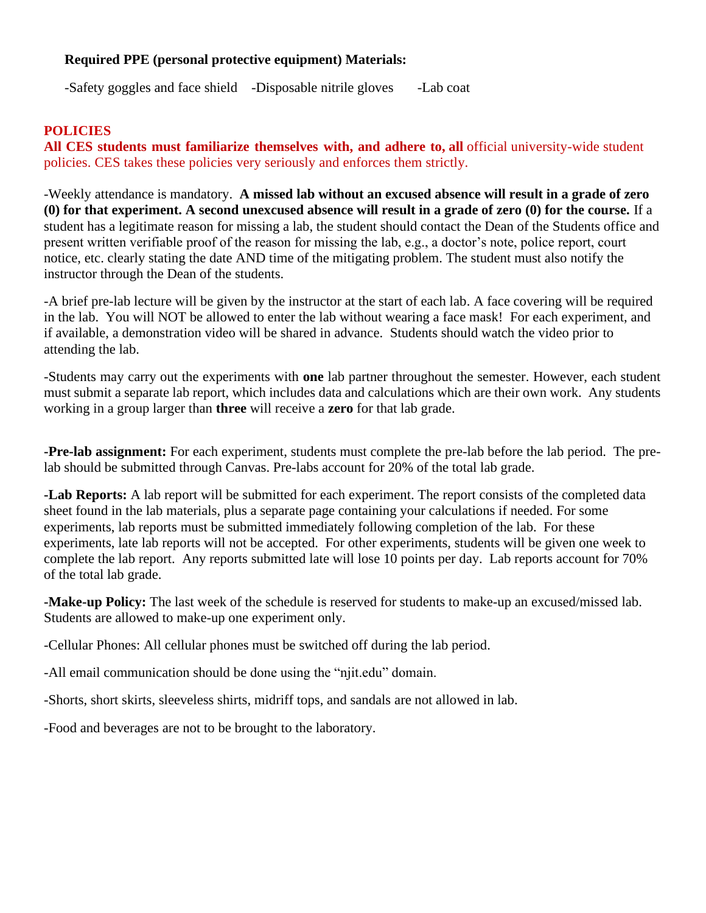**Required PPE (personal protective equipment) Materials:**

-Safety goggles and face shield -Disposable nitrile gloves -Lab coat

## POLICIES

**All CES students must familiarize themselves with, and adhere to, all** official university-wide student policies. CES takes these policies very seriously and enforces them strictly.

-Weekly attendance is mandatory. **A missed lab without an excused absence will result in a grade of zero (0) for that experiment. A second unexcused absence will result in a grade of zero (0) for the course.** If a student has a legitimate reason for missing a lab, the student should contact the Dean of the Students office and present written verifiable proof of the reason for missing the lab, e.g., a doctor's note, police report, court notice, etc. clearly stating the date AND time of the mitigating problem. The student must also notify the instructor through the Dean of the students.

-A brief pre-lab lecture will be given by the instructor at the start of each lab. A face covering will be required in the lab. You will NOT be allowed to enter the lab without wearing a face mask! For each experiment, and if available, a demonstration video will be shared in advance. Students should watch the video prior to attending the lab.

-Students may carry out the experiments with **one** lab partner throughout the semester. However, each student must submit a separate lab report, which includes data and calculations which are their own work. Any students working in a group larger than **three** will receive a **zero** for that lab grade.

**-Pre-lab assignment:** For each experiment, students must complete the pre-lab before the lab period. The pre-lab should be submitted through Canvas. Pre-labs account for 20% of the total lab grade.

**-Lab Reports:** A lab report will be submitted for each experiment. The report consists of the completed data sheet found in the lab materials, plus a separate page containing your calculations if needed. For some experiments, lab reports must be submitted immediately following completion of the lab. For these experiments, late lab reports will not be accepted. For other experiments, students will be given one week to complete the lab report. Any reports submitted late will lose 10 points per day. Lab reports account for 70% of the total lab grade.

**-Make-up Policy:** The last week of the schedule is reserved for students to make-up an excused/missed lab. Students are allowed to make-up one experiment only.

-Cellular Phones: All cellular phones must be switched off during the lab period.

-All email communication should be done using the "njit.edu" domain.

-Shorts, short skirts, sleeveless shirts, midriff tops, and sandals are not allowed in lab.

-Food and beverages are not to be brought to the laboratory.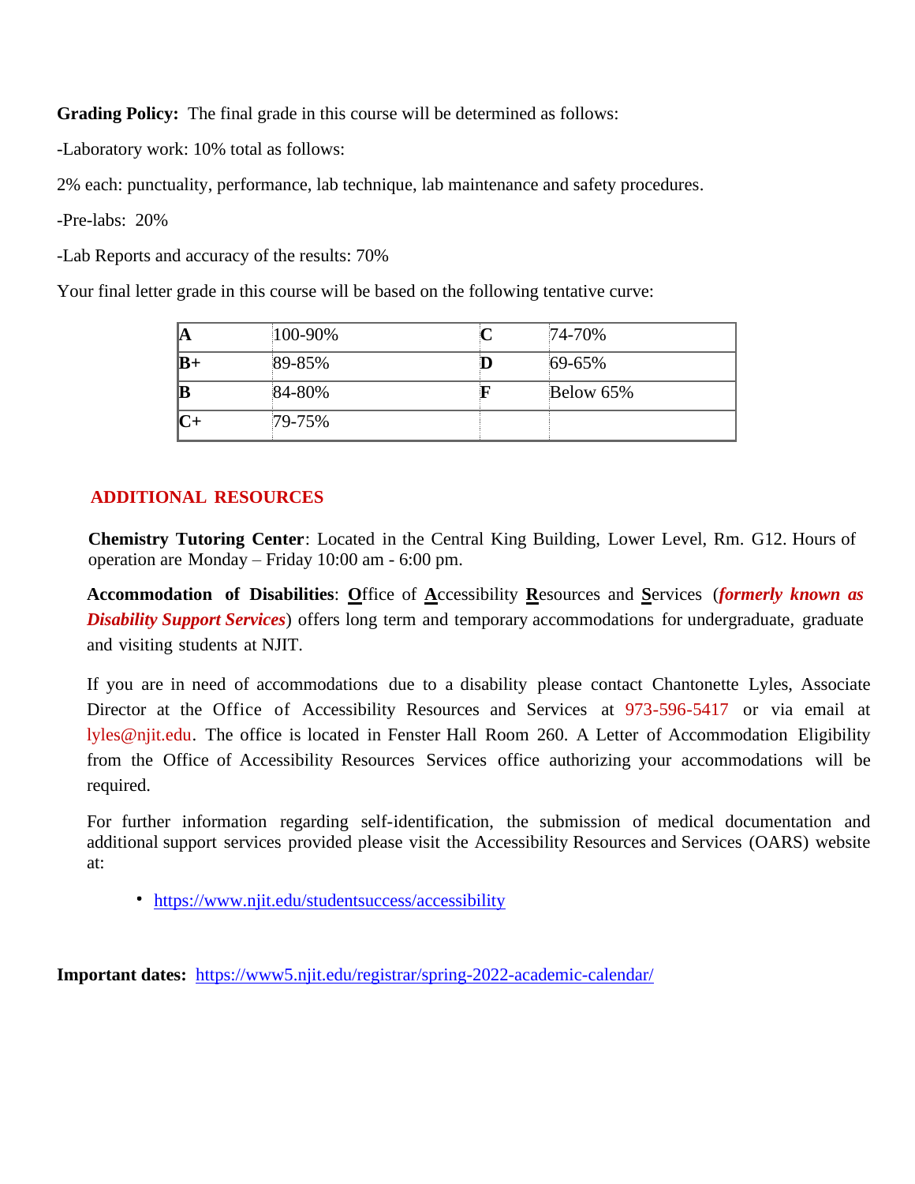**Grading Policy:** The final grade in this course will be determined as follows:

-Laboratory work: 10% total as follows:

2% each: punctuality, performance, lab technique, lab maintenance and safety procedures.

-Pre-labs: 20%

-Lab Reports and accuracy of the results: 70%

Your final letter grade in this course will be based on the following tentative curve:

| | | | |
|---|---|---|---|
| **A** | 100-90% | **C** | 74-70% |
| **B+** | 89-85% | **D** | 69-65% |
| **B** | 84-80% | **F** | Below 65% |
| **C+** | 79-75% | | |

## ADDITIONAL RESOURCES

**Chemistry Tutoring Center**: Located in the Central King Building, Lower Level, Rm. G12. Hours of operation are Monday – Friday 10:00 am - 6:00 pm.

**Accommodation of Disabilities**: **O**ffice of **A**ccessibility **R**esources and **S**ervices (***formerly known as Disability Support Services***) offers long term and temporary accommodations for undergraduate, graduate and visiting students at NJIT.

If you are in need of accommodations due to a disability please contact Chantonette Lyles, Associate Director at the Office of Accessibility Resources and Services at 973-596-5417 or via email at lyles@njit.edu. The office is located in Fenster Hall Room 260. A Letter of Accommodation Eligibility from the Office of Accessibility Resources Services office authorizing your accommodations will be required.

For further information regarding self-identification, the submission of medical documentation and additional support services provided please visit the Accessibility Resources and Services (OARS) website at:

- https://www.njit.edu/studentsuccess/accessibility

**Important dates:** https://www5.njit.edu/registrar/spring-2022-academic-calendar/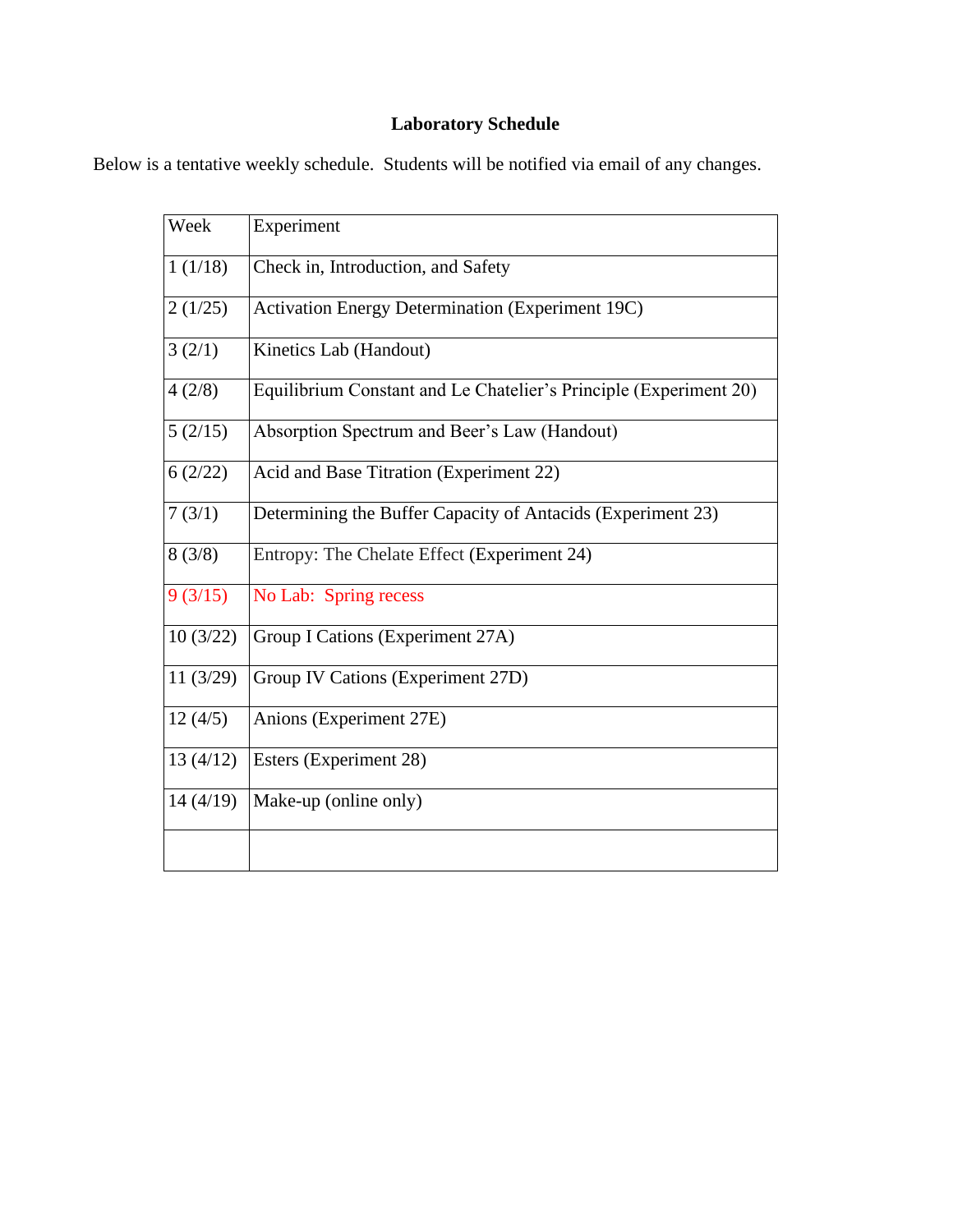# Laboratory Schedule

Below is a tentative weekly schedule. Students will be notified via email of any changes.

| Week | Experiment |
|---|---|
| 1 (1/18) | Check in, Introduction, and Safety |
| 2 (1/25) | Activation Energy Determination (Experiment 19C) |
| 3 (2/1) | Kinetics Lab (Handout) |
| 4 (2/8) | Equilibrium Constant and Le Chatelier's Principle (Experiment 20) |
| 5 (2/15) | Absorption Spectrum and Beer's Law (Handout) |
| 6 (2/22) | Acid and Base Titration (Experiment 22) |
| 7 (3/1) | Determining the Buffer Capacity of Antacids (Experiment 23) |
| 8 (3/8) | Entropy: The Chelate Effect (Experiment 24) |
| 9 (3/15) | No Lab: Spring recess |
| 10 (3/22) | Group I Cations (Experiment 27A) |
| 11 (3/29) | Group IV Cations (Experiment 27D) |
| 12 (4/5) | Anions (Experiment 27E) |
| 13 (4/12) | Esters (Experiment 28) |
| 14 (4/19) | Make-up (online only) |
| | |